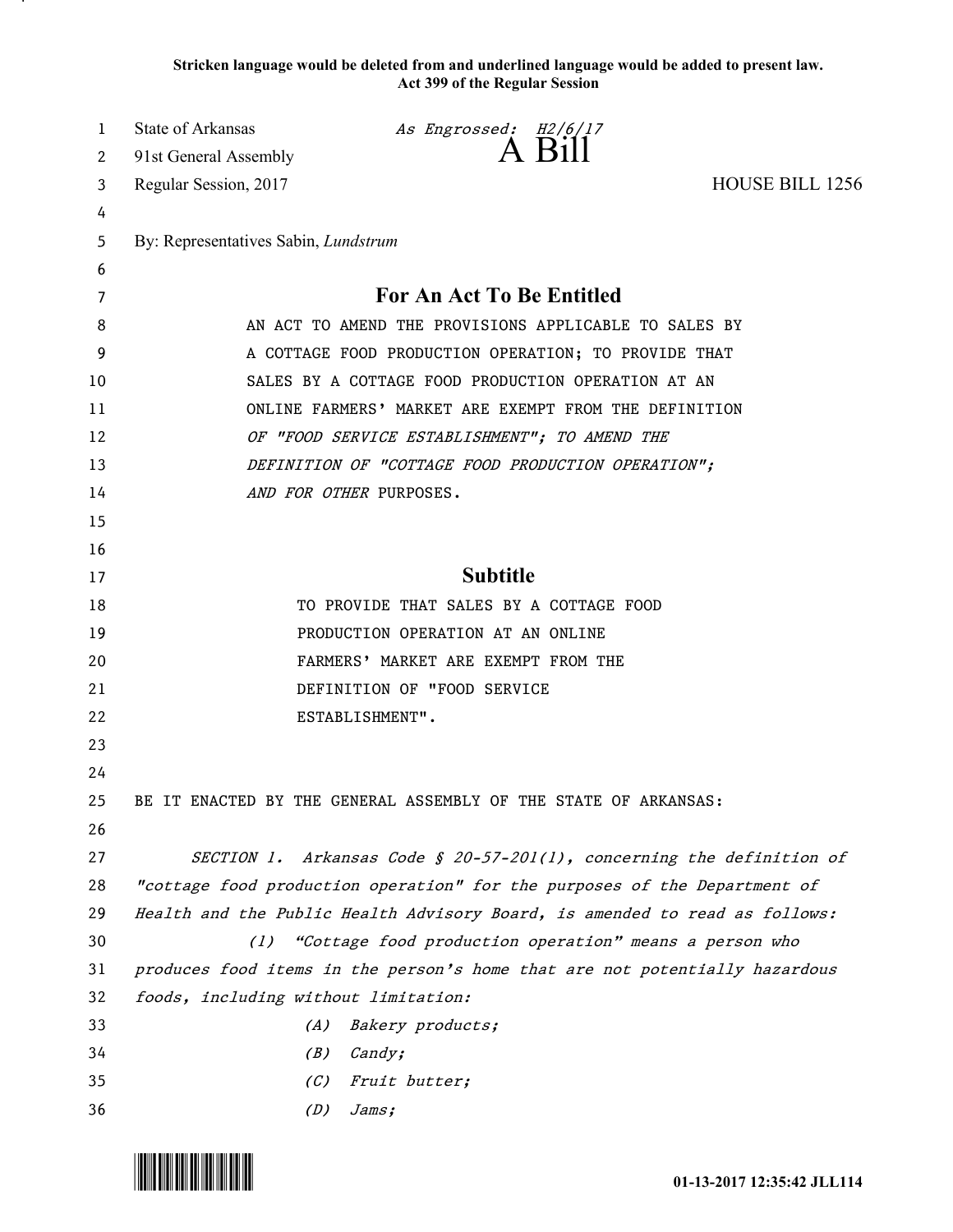**Stricken language would be deleted from and underlined language would be added to present law.**
**Act 399 of the Regular Session**

State of Arkansas *As Engrossed: H2/6/17*
91st General Assembly A Bill
Regular Session, 2017 HOUSE BILL 1256

By: Representatives Sabin, *Lundstrum*

## For An Act To Be Entitled

AN ACT TO AMEND THE PROVISIONS APPLICABLE TO SALES BY A COTTAGE FOOD PRODUCTION OPERATION; TO PROVIDE THAT SALES BY A COTTAGE FOOD PRODUCTION OPERATION AT AN ONLINE FARMERS' MARKET ARE EXEMPT FROM THE DEFINITION *OF "FOOD SERVICE ESTABLISHMENT"; TO AMEND THE DEFINITION OF "COTTAGE FOOD PRODUCTION OPERATION"; AND FOR OTHER* PURPOSES.

## Subtitle

TO PROVIDE THAT SALES BY A COTTAGE FOOD PRODUCTION OPERATION AT AN ONLINE FARMERS' MARKET ARE EXEMPT FROM THE DEFINITION OF "FOOD SERVICE ESTABLISHMENT".

BE IT ENACTED BY THE GENERAL ASSEMBLY OF THE STATE OF ARKANSAS:

*SECTION 1. Arkansas Code § 20-57-201(1), concerning the definition of "cottage food production operation" for the purposes of the Department of Health and the Public Health Advisory Board, is amended to read as follows:*

*(1) "Cottage food production operation" means a person who produces food items in the person's home that are not potentially hazardous foods, including without limitation:*

*(A) Bakery products;*

*(B) Candy;*

*(C) Fruit butter;*

*(D) Jams;*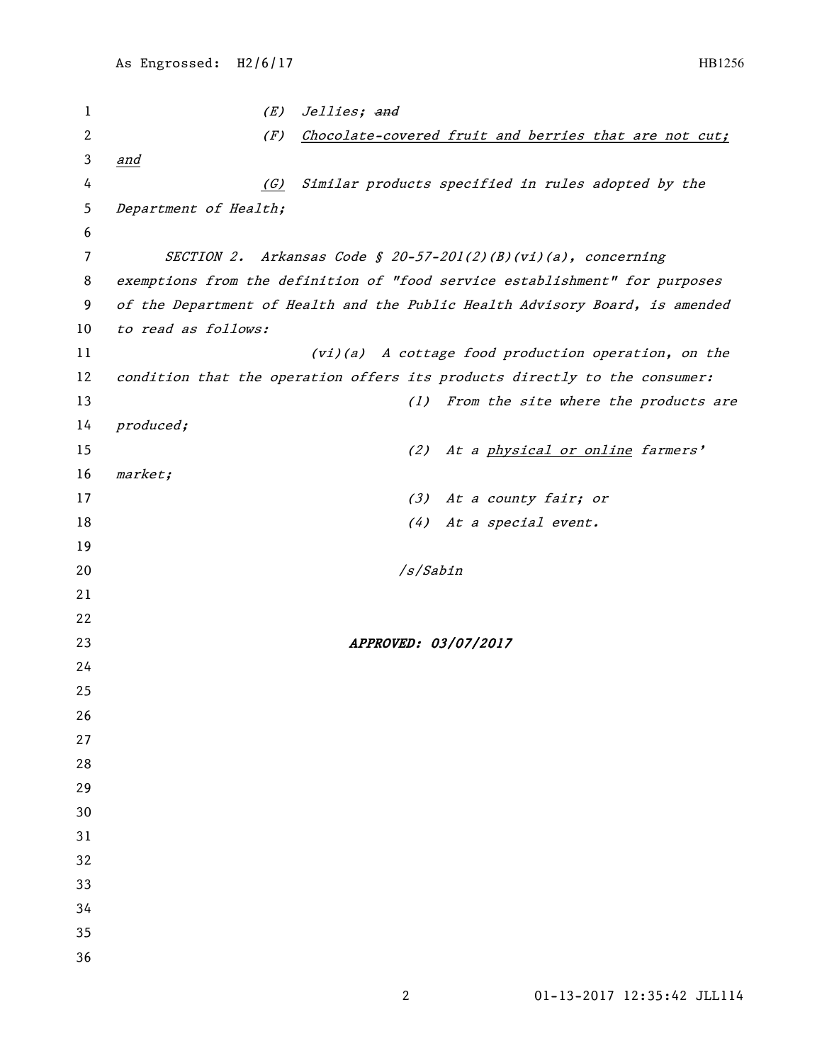(E) Jellies; ~~and~~

(F) Chocolate-covered fruit and berries that are not cut; and

(G) Similar products specified in rules adopted by the Department of Health;

SECTION 2. Arkansas Code § 20-57-201(2)(B)(vi)(a), concerning exemptions from the definition of "food service establishment" for purposes of the Department of Health and the Public Health Advisory Board, is amended to read as follows:

(vi)(a) A cottage food production operation, on the condition that the operation offers its products directly to the consumer:

(1) From the site where the products are produced;

(2) At a physical or online farmers' market;

(3) At a county fair; or

(4) At a special event.

/s/Sabin

***APPROVED: 03/07/2017***